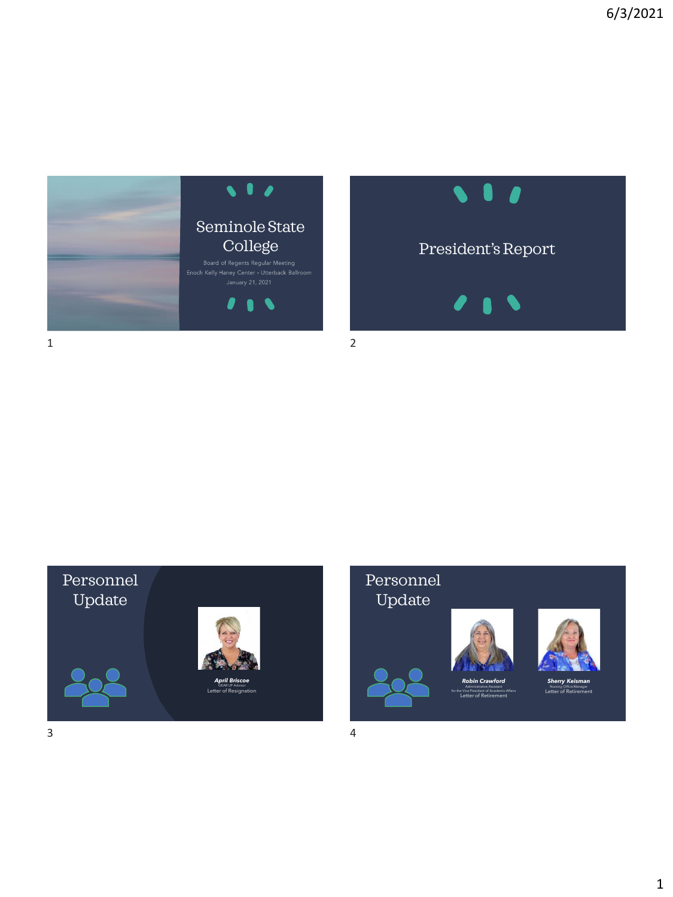# Seminole State College

Board of Regents Regular Meeting
Enoch Kelly Haney Center - Utterback Ballroom
January 21, 2021

# President's Report

## Personnel Update

***April Briscoe***
GEAR UP Advisor
Letter of Resignation

## Personnel Update

***Robin Crawford***
Administrative Assistant
for the Vice President of Academic Affairs
Letter of Retirement

***Sherry Keisman***
Nursing Office Manager
Letter of Retirement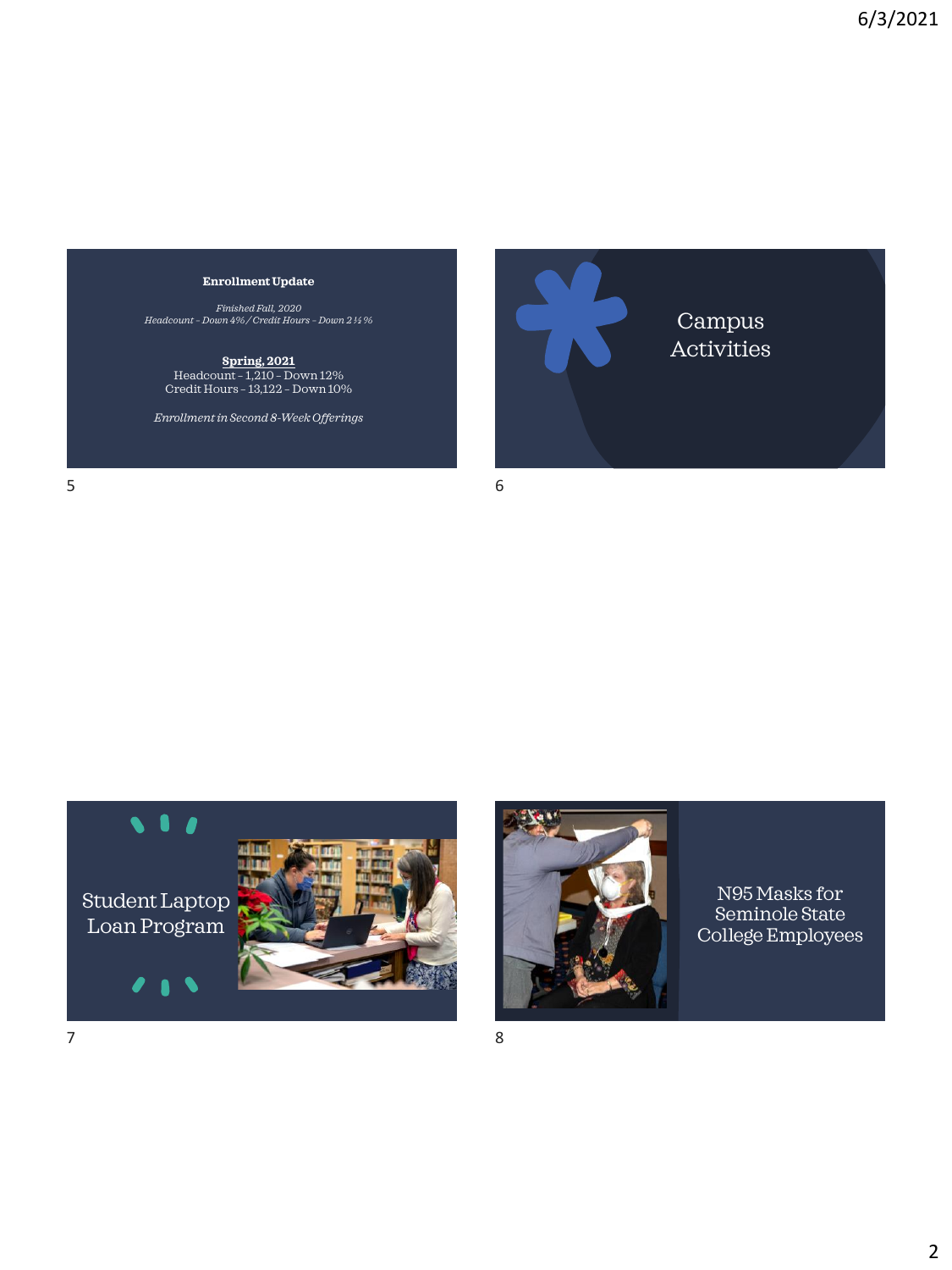**Enrollment Update**

*Finished Fall, 2020*
*Headcount – Down 4% / Credit Hours – Down 2 ½ %*

**Spring, 2021**
Headcount – 1,210 – Down 12%
Credit Hours – 13,122 – Down 10%

*Enrollment in Second 8-Week Offerings*

Campus Activities

Student Laptop Loan Program

N95 Masks for Seminole State College Employees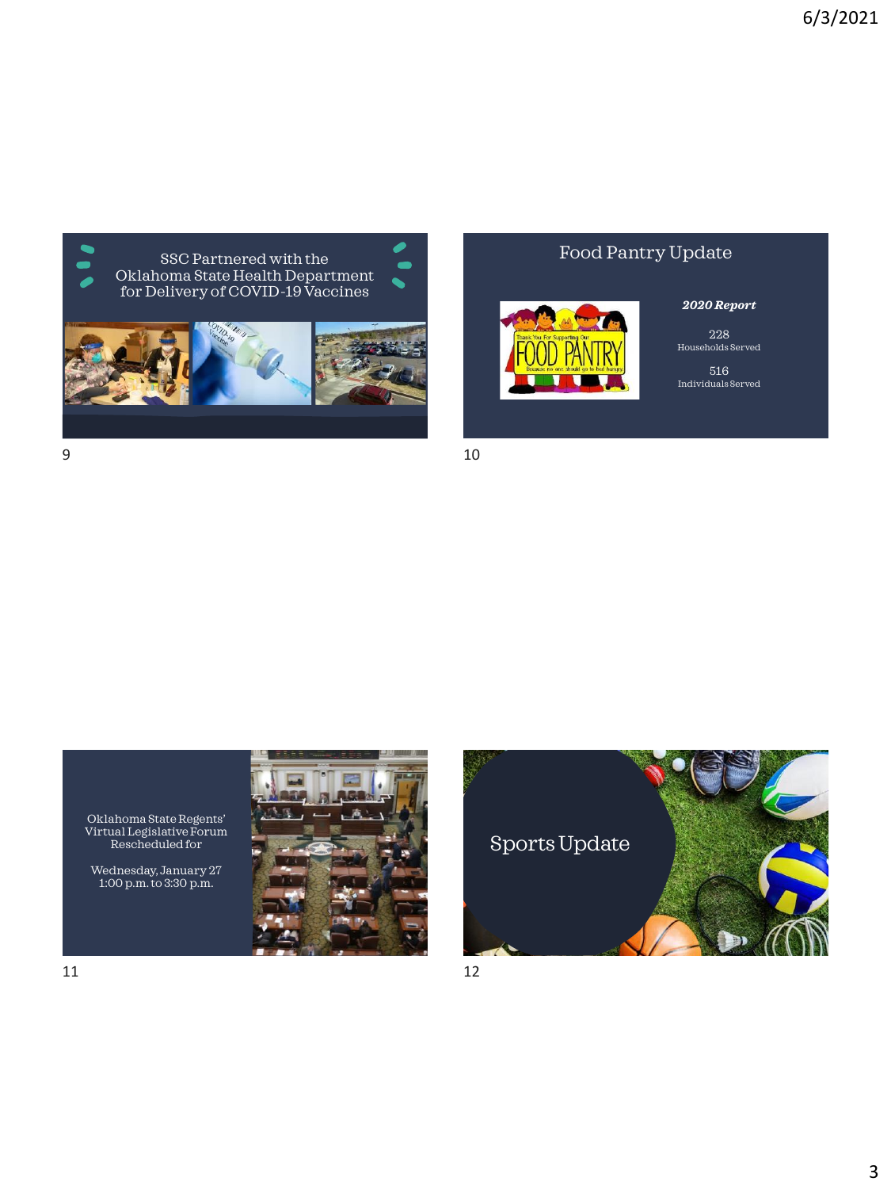## SSC Partnered with the Oklahoma State Health Department for Delivery of COVID-19 Vaccines

## Food Pantry Update

***2020 Report***

228
Households Served

516
Individuals Served

Oklahoma State Regents' Virtual Legislative Forum Rescheduled for

Wednesday, January 27
1:00 p.m. to 3:30 p.m.

## Sports Update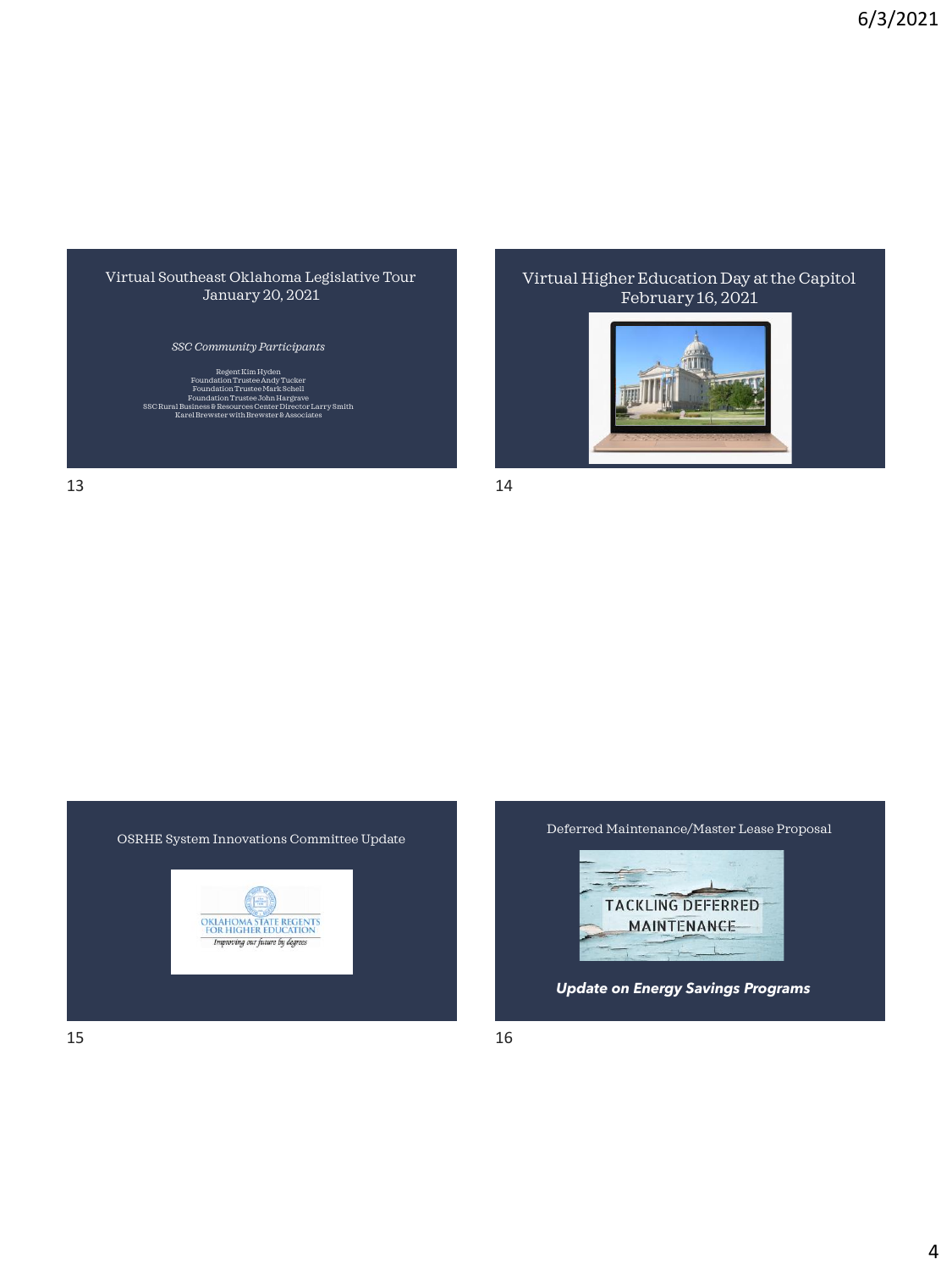## Virtual Southeast Oklahoma Legislative Tour
January 20, 2021

*SSC Community Participants*

Regent Kim Hyden
Foundation Trustee Andy Tucker
Foundation Trustee Mark Schell
Foundation Trustee John Hargrave
SSC Rural Business & Resources Center Director Larry Smith
Karel Brewster with Brewster & Associates

## Virtual Higher Education Day at the Capitol
February 16, 2021

## OSRHE System Innovations Committee Update

OKLAHOMA STATE REGENTS FOR HIGHER EDUCATION
*Improving our future by degrees*

## Deferred Maintenance/Master Lease Proposal

TACKLING DEFERRED MAINTENANCE

***Update on Energy Savings Programs***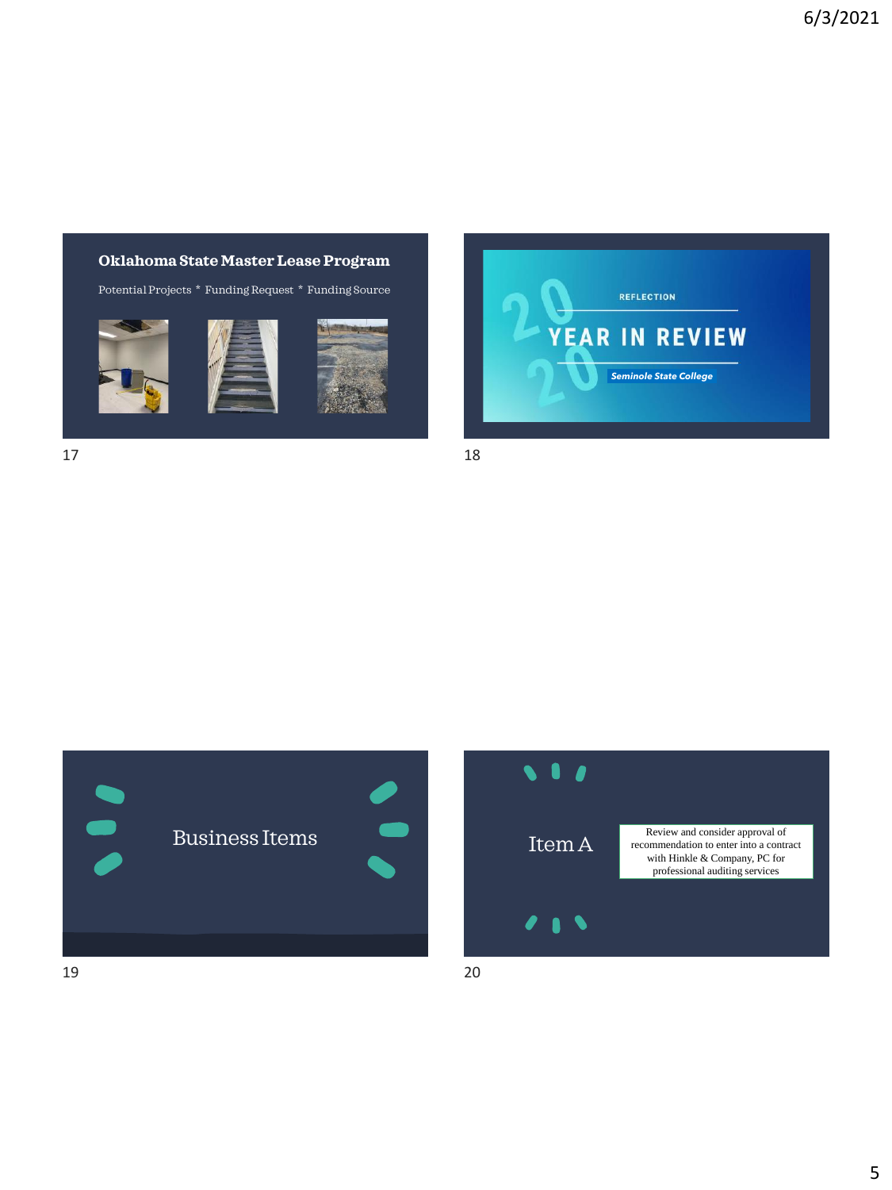## Oklahoma State Master Lease Program

Potential Projects * Funding Request * Funding Source

REFLECTION

## 2020 YEAR IN REVIEW

*Seminole State College*

## Business Items

## Item A

Review and consider approval of recommendation to enter into a contract with Hinkle & Company, PC for professional auditing services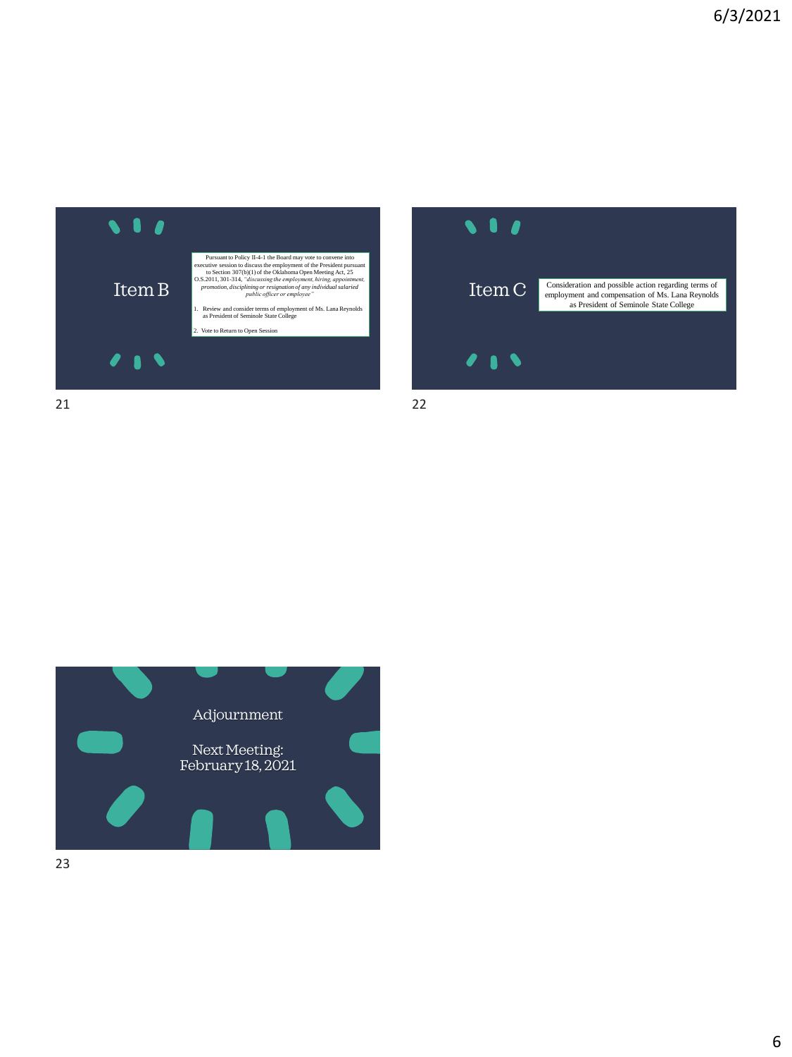## Item B

Pursuant to Policy II-4-1 the Board may vote to convene into executive session to discuss the employment of the President pursuant to Section 307(b)(1) of the Oklahoma Open Meeting Act, 25 O.S.2011, 301-314, *"discussing the employment, hiring, appointment, promotion, disciplining or resignation of any individual salaried public officer or employee"*

1. Review and consider terms of employment of Ms. Lana Reynolds as President of Seminole State College

2. Vote to Return to Open Session

## Item C

Consideration and possible action regarding terms of employment and compensation of Ms. Lana Reynolds as President of Seminole State College

## Adjournment

Next Meeting:
February 18, 2021